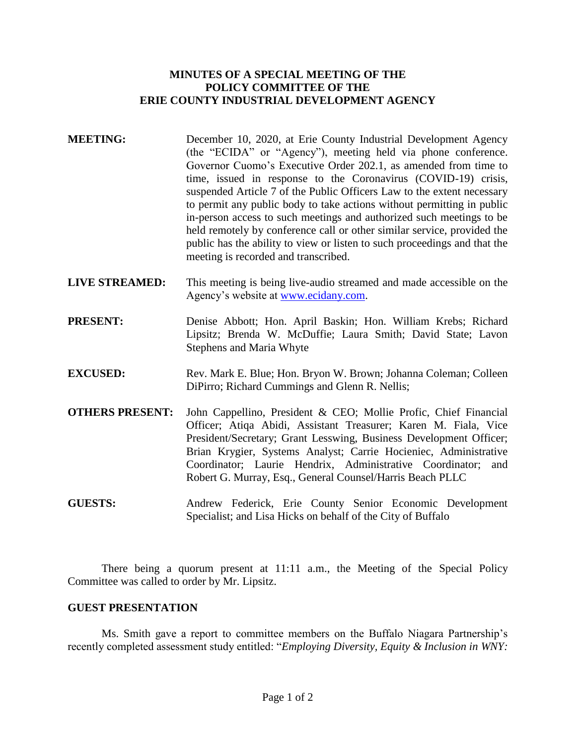**MINUTES OF A SPECIAL MEETING OF THE**
**POLICY COMMITTEE OF THE**
**ERIE COUNTY INDUSTRIAL DEVELOPMENT AGENCY**

**MEETING:** December 10, 2020, at Erie County Industrial Development Agency (the "ECIDA" or "Agency"), meeting held via phone conference. Governor Cuomo's Executive Order 202.1, as amended from time to time, issued in response to the Coronavirus (COVID-19) crisis, suspended Article 7 of the Public Officers Law to the extent necessary to permit any public body to take actions without permitting in public in-person access to such meetings and authorized such meetings to be held remotely by conference call or other similar service, provided the public has the ability to view or listen to such proceedings and that the meeting is recorded and transcribed.

**LIVE STREAMED:** This meeting is being live-audio streamed and made accessible on the Agency's website at www.ecidany.com.

**PRESENT:** Denise Abbott; Hon. April Baskin; Hon. William Krebs; Richard Lipsitz; Brenda W. McDuffie; Laura Smith; David State; Lavon Stephens and Maria Whyte

**EXCUSED:** Rev. Mark E. Blue; Hon. Bryon W. Brown; Johanna Coleman; Colleen DiPirro; Richard Cummings and Glenn R. Nellis;

**OTHERS PRESENT:** John Cappellino, President & CEO; Mollie Profic, Chief Financial Officer; Atiqa Abidi, Assistant Treasurer; Karen M. Fiala, Vice President/Secretary; Grant Lesswing, Business Development Officer; Brian Krygier, Systems Analyst; Carrie Hocieniec, Administrative Coordinator; Laurie Hendrix, Administrative Coordinator; and Robert G. Murray, Esq., General Counsel/Harris Beach PLLC

**GUESTS:** Andrew Federick, Erie County Senior Economic Development Specialist; and Lisa Hicks on behalf of the City of Buffalo

There being a quorum present at 11:11 a.m., the Meeting of the Special Policy Committee was called to order by Mr. Lipsitz.

**GUEST PRESENTATION**

Ms. Smith gave a report to committee members on the Buffalo Niagara Partnership's recently completed assessment study entitled: "*Employing Diversity, Equity & Inclusion in WNY:*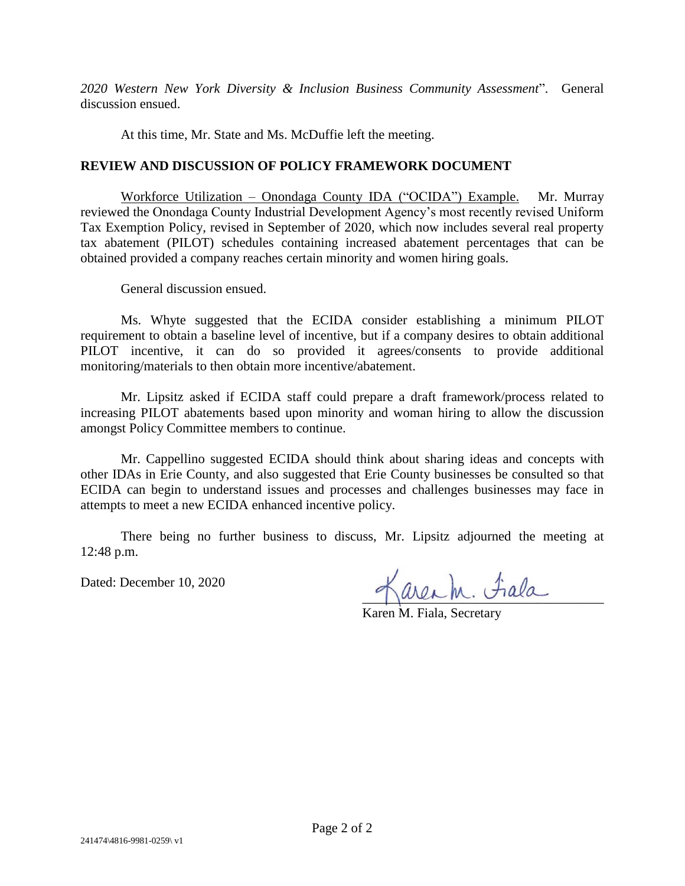*2020 Western New York Diversity & Inclusion Business Community Assessment*". General discussion ensued.

At this time, Mr. State and Ms. McDuffie left the meeting.

**REVIEW AND DISCUSSION OF POLICY FRAMEWORK DOCUMENT**

Workforce Utilization – Onondaga County IDA ("OCIDA") Example. Mr. Murray reviewed the Onondaga County Industrial Development Agency's most recently revised Uniform Tax Exemption Policy, revised in September of 2020, which now includes several real property tax abatement (PILOT) schedules containing increased abatement percentages that can be obtained provided a company reaches certain minority and women hiring goals.

General discussion ensued.

Ms. Whyte suggested that the ECIDA consider establishing a minimum PILOT requirement to obtain a baseline level of incentive, but if a company desires to obtain additional PILOT incentive, it can do so provided it agrees/consents to provide additional monitoring/materials to then obtain more incentive/abatement.

Mr. Lipsitz asked if ECIDA staff could prepare a draft framework/process related to increasing PILOT abatements based upon minority and woman hiring to allow the discussion amongst Policy Committee members to continue.

Mr. Cappellino suggested ECIDA should think about sharing ideas and concepts with other IDAs in Erie County, and also suggested that Erie County businesses be consulted so that ECIDA can begin to understand issues and processes and challenges businesses may face in attempts to meet a new ECIDA enhanced incentive policy.

There being no further business to discuss, Mr. Lipsitz adjourned the meeting at 12:48 p.m.

Dated: December 10, 2020

Karen M. Fiala

Karen M. Fiala, Secretary

241474\4816-9981-0259\ v1